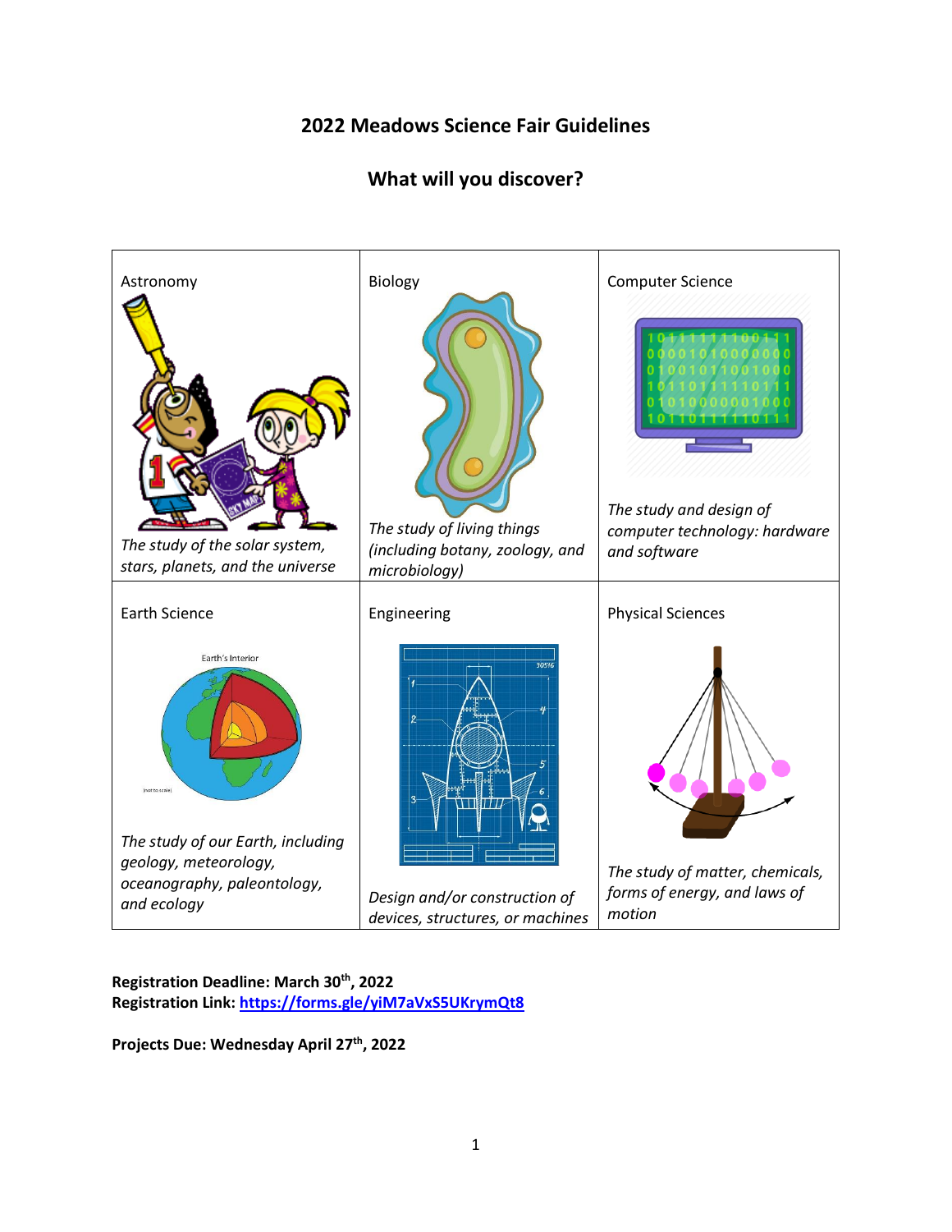# 2022 Meadows Science Fair Guidelines

## What will you discover?

| Astronomy | Biology | Computer Science |
| --- | --- | --- |
| *The study of the solar system, stars, planets, and the universe* | *The study of living things (including botany, zoology, and microbiology)* | *The study and design of computer technology: hardware and software* |
| **Earth Science** | **Engineering** | **Physical Sciences** |
| *The study of our Earth, including geology, meteorology, oceanography, paleontology, and ecology* | *Design and/or construction of devices, structures, or machines* | *The study of matter, chemicals, forms of energy, and laws of motion* |

**Registration Deadline: March 30th, 2022**
**Registration Link: https://forms.gle/yiM7aVxS5UKrymQt8**

**Projects Due: Wednesday April 27th, 2022**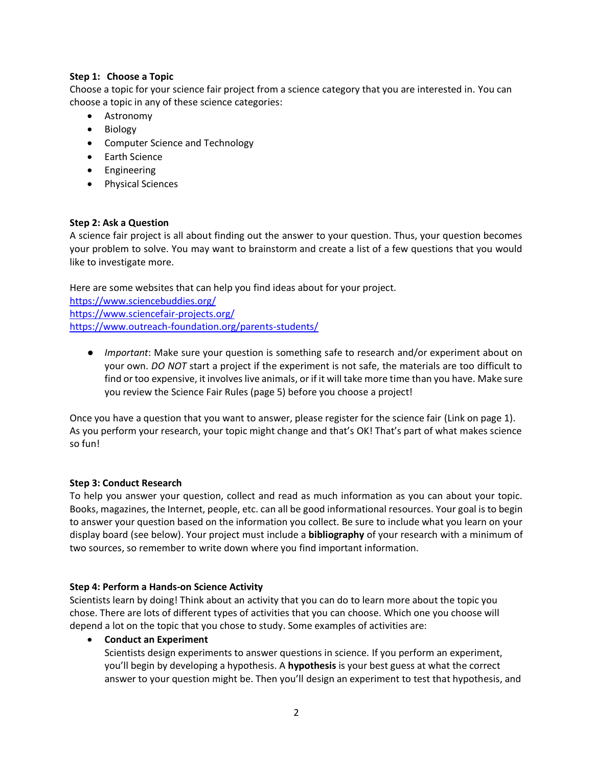**Step 1: Choose a Topic**

Choose a topic for your science fair project from a science category that you are interested in. You can choose a topic in any of these science categories:

- Astronomy
- Biology
- Computer Science and Technology
- Earth Science
- Engineering
- Physical Sciences

**Step 2: Ask a Question**

A science fair project is all about finding out the answer to your question. Thus, your question becomes your problem to solve. You may want to brainstorm and create a list of a few questions that you would like to investigate more.

Here are some websites that can help you find ideas about for your project.
https://www.sciencebuddies.org/
https://www.sciencefair-projects.org/
https://www.outreach-foundation.org/parents-students/

- *Important*: Make sure your question is something safe to research and/or experiment about on your own. *DO NOT* start a project if the experiment is not safe, the materials are too difficult to find or too expensive, it involves live animals, or if it will take more time than you have. Make sure you review the Science Fair Rules (page 5) before you choose a project!

Once you have a question that you want to answer, please register for the science fair (Link on page 1). As you perform your research, your topic might change and that's OK! That's part of what makes science so fun!

**Step 3: Conduct Research**

To help you answer your question, collect and read as much information as you can about your topic. Books, magazines, the Internet, people, etc. can all be good informational resources. Your goal is to begin to answer your question based on the information you collect. Be sure to include what you learn on your display board (see below). Your project must include a **bibliography** of your research with a minimum of two sources, so remember to write down where you find important information.

**Step 4: Perform a Hands-on Science Activity**

Scientists learn by doing! Think about an activity that you can do to learn more about the topic you chose. There are lots of different types of activities that you can choose. Which one you choose will depend a lot on the topic that you chose to study. Some examples of activities are:

- **Conduct an Experiment**
  Scientists design experiments to answer questions in science. If you perform an experiment, you'll begin by developing a hypothesis. A **hypothesis** is your best guess at what the correct answer to your question might be. Then you'll design an experiment to test that hypothesis, and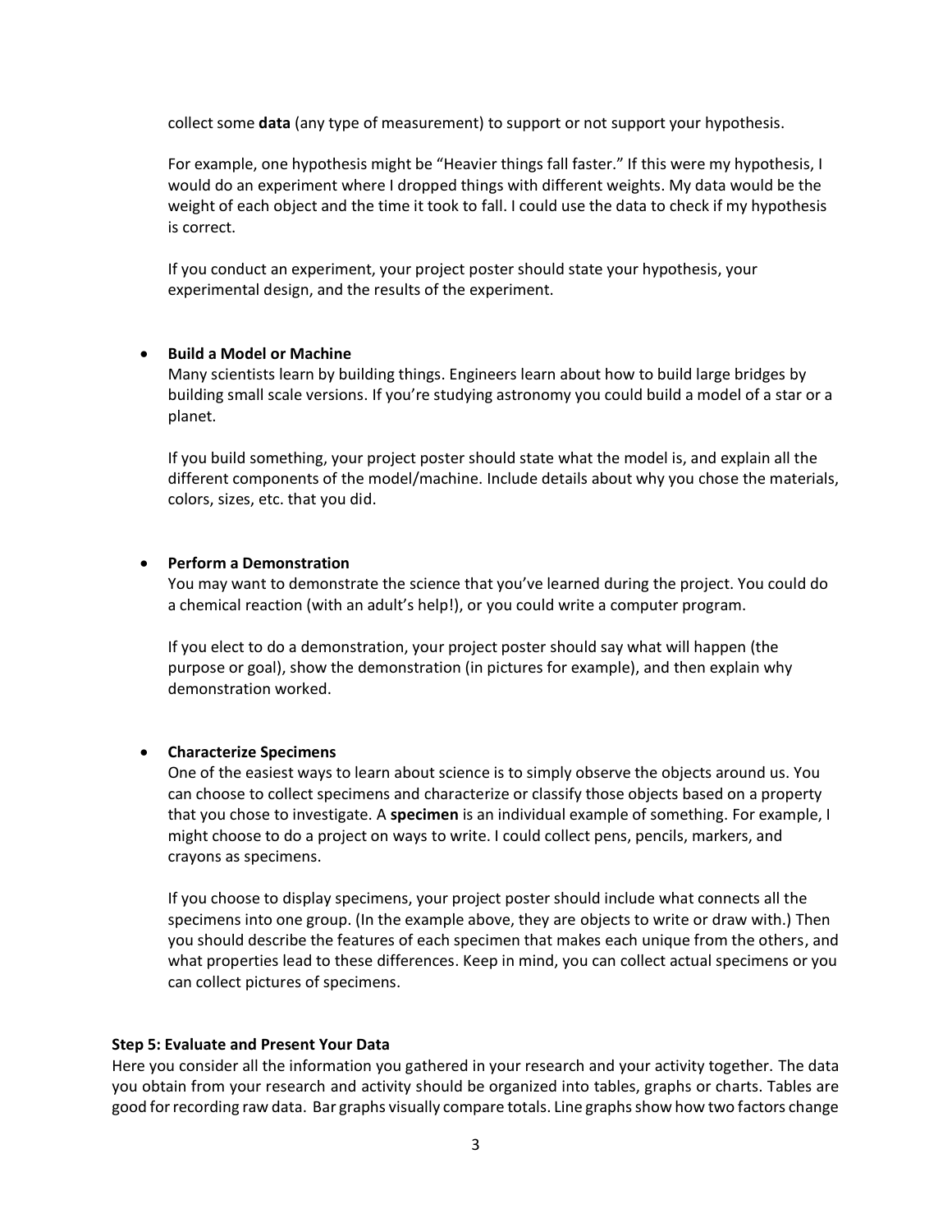collect some **data** (any type of measurement) to support or not support your hypothesis.

For example, one hypothesis might be "Heavier things fall faster." If this were my hypothesis, I would do an experiment where I dropped things with different weights. My data would be the weight of each object and the time it took to fall. I could use the data to check if my hypothesis is correct.

If you conduct an experiment, your project poster should state your hypothesis, your experimental design, and the results of the experiment.

- **Build a Model or Machine**

  Many scientists learn by building things. Engineers learn about how to build large bridges by building small scale versions. If you're studying astronomy you could build a model of a star or a planet.

  If you build something, your project poster should state what the model is, and explain all the different components of the model/machine. Include details about why you chose the materials, colors, sizes, etc. that you did.

- **Perform a Demonstration**

  You may want to demonstrate the science that you've learned during the project. You could do a chemical reaction (with an adult's help!), or you could write a computer program.

  If you elect to do a demonstration, your project poster should say what will happen (the purpose or goal), show the demonstration (in pictures for example), and then explain why demonstration worked.

- **Characterize Specimens**

  One of the easiest ways to learn about science is to simply observe the objects around us. You can choose to collect specimens and characterize or classify those objects based on a property that you chose to investigate. A **specimen** is an individual example of something. For example, I might choose to do a project on ways to write. I could collect pens, pencils, markers, and crayons as specimens.

  If you choose to display specimens, your project poster should include what connects all the specimens into one group. (In the example above, they are objects to write or draw with.) Then you should describe the features of each specimen that makes each unique from the others, and what properties lead to these differences. Keep in mind, you can collect actual specimens or you can collect pictures of specimens.

**Step 5: Evaluate and Present Your Data**

Here you consider all the information you gathered in your research and your activity together. The data you obtain from your research and activity should be organized into tables, graphs or charts. Tables are good for recording raw data. Bar graphs visually compare totals. Line graphs show how two factors change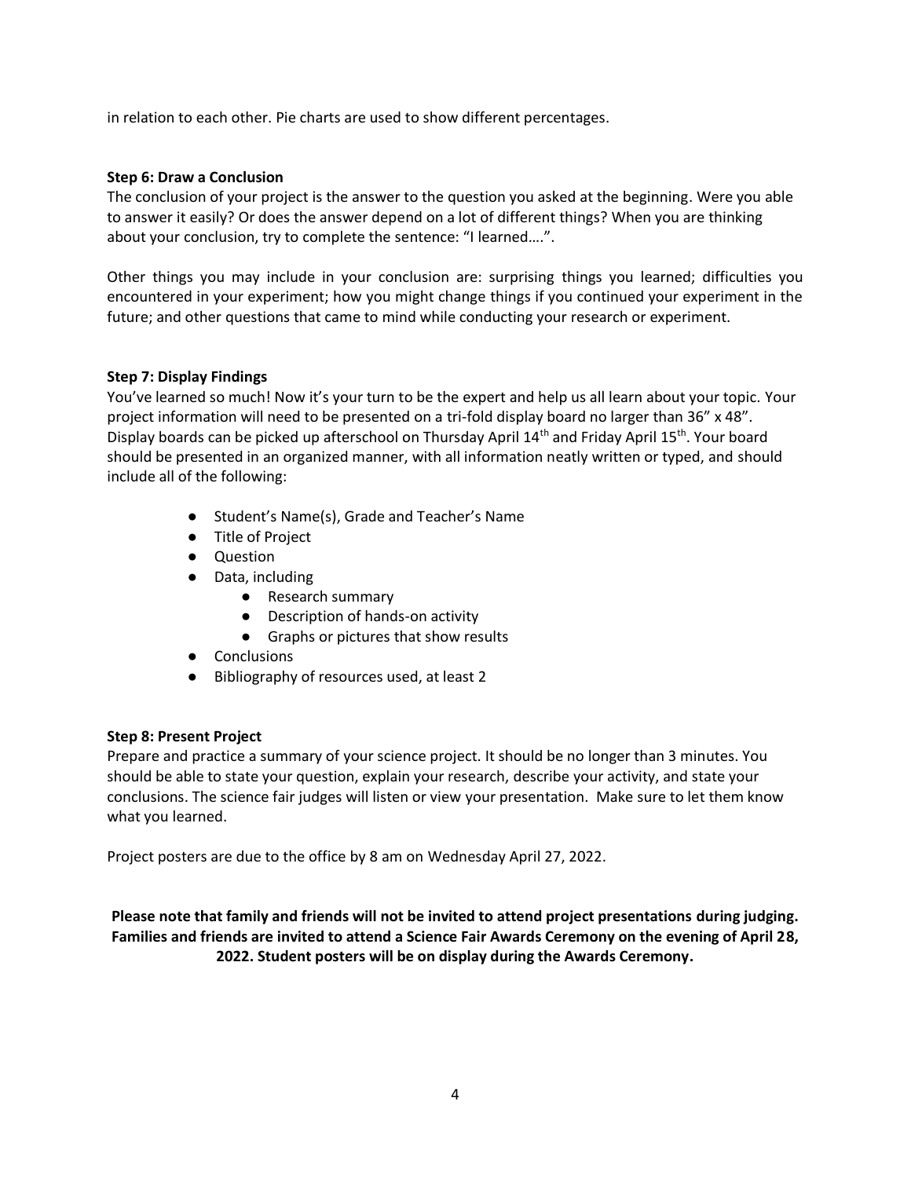in relation to each other. Pie charts are used to show different percentages.

**Step 6: Draw a Conclusion**

The conclusion of your project is the answer to the question you asked at the beginning. Were you able to answer it easily? Or does the answer depend on a lot of different things? When you are thinking about your conclusion, try to complete the sentence: "I learned….".

Other things you may include in your conclusion are: surprising things you learned; difficulties you encountered in your experiment; how you might change things if you continued your experiment in the future; and other questions that came to mind while conducting your research or experiment.

**Step 7: Display Findings**

You've learned so much! Now it's your turn to be the expert and help us all learn about your topic. Your project information will need to be presented on a tri-fold display board no larger than 36" x 48". Display boards can be picked up afterschool on Thursday April 14th and Friday April 15th. Your board should be presented in an organized manner, with all information neatly written or typed, and should include all of the following:

- Student's Name(s), Grade and Teacher's Name
- Title of Project
- Question
- Data, including
  - Research summary
  - Description of hands-on activity
  - Graphs or pictures that show results
- Conclusions
- Bibliography of resources used, at least 2

**Step 8: Present Project**

Prepare and practice a summary of your science project. It should be no longer than 3 minutes. You should be able to state your question, explain your research, describe your activity, and state your conclusions. The science fair judges will listen or view your presentation. Make sure to let them know what you learned.

Project posters are due to the office by 8 am on Wednesday April 27, 2022.

**Please note that family and friends will not be invited to attend project presentations during judging. Families and friends are invited to attend a Science Fair Awards Ceremony on the evening of April 28, 2022. Student posters will be on display during the Awards Ceremony.**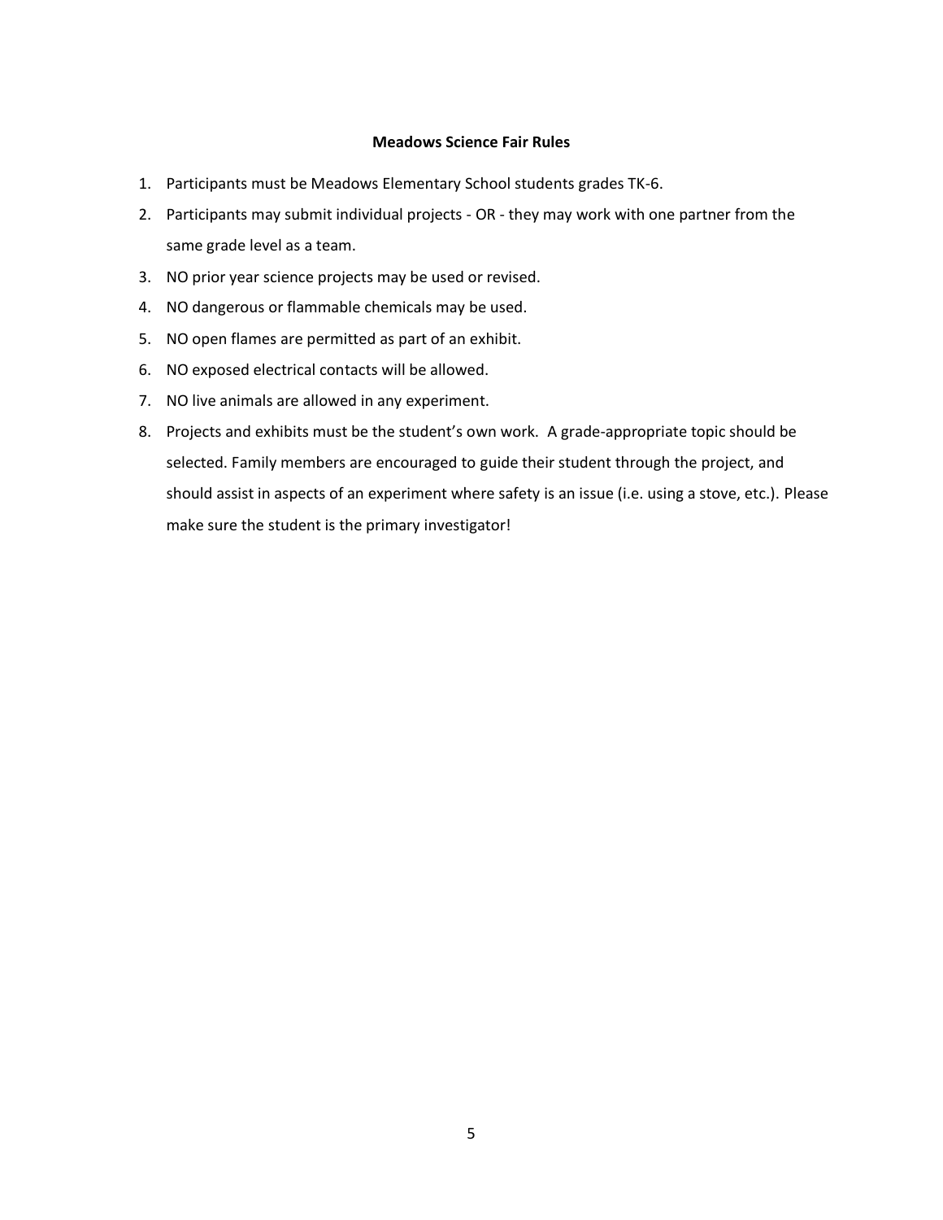**Meadows Science Fair Rules**

1. Participants must be Meadows Elementary School students grades TK-6.
2. Participants may submit individual projects - OR - they may work with one partner from the same grade level as a team.
3. NO prior year science projects may be used or revised.
4. NO dangerous or flammable chemicals may be used.
5. NO open flames are permitted as part of an exhibit.
6. NO exposed electrical contacts will be allowed.
7. NO live animals are allowed in any experiment.
8. Projects and exhibits must be the student's own work. A grade-appropriate topic should be selected. Family members are encouraged to guide their student through the project, and should assist in aspects of an experiment where safety is an issue (i.e. using a stove, etc.). Please make sure the student is the primary investigator!